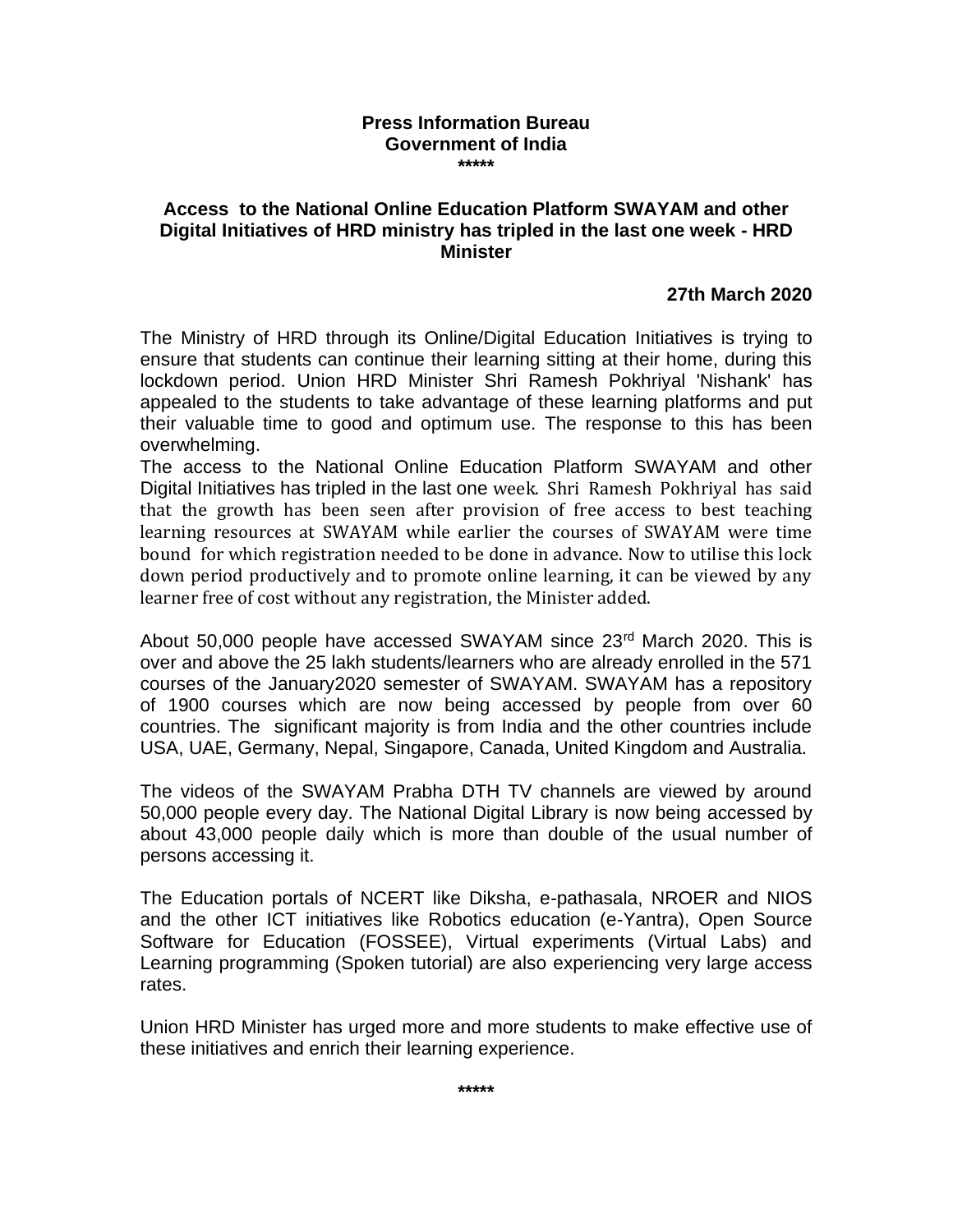**Press Information Bureau**
**Government of India**
**\*\*\*\*\***

## Access to the National Online Education Platform SWAYAM and other Digital Initiatives of HRD ministry has tripled in the last one week - HRD Minister

**27th March 2020**

The Ministry of HRD through its Online/Digital Education Initiatives is trying to ensure that students can continue their learning sitting at their home, during this lockdown period. Union HRD Minister Shri Ramesh Pokhriyal 'Nishank' has appealed to the students to take advantage of these learning platforms and put their valuable time to good and optimum use. The response to this has been overwhelming.

The access to the National Online Education Platform SWAYAM and other Digital Initiatives has tripled in the last one week. Shri Ramesh Pokhriyal has said that the growth has been seen after provision of free access to best teaching learning resources at SWAYAM while earlier the courses of SWAYAM were time bound for which registration needed to be done in advance. Now to utilise this lock down period productively and to promote online learning, it can be viewed by any learner free of cost without any registration, the Minister added.

About 50,000 people have accessed SWAYAM since 23rd March 2020. This is over and above the 25 lakh students/learners who are already enrolled in the 571 courses of the January2020 semester of SWAYAM. SWAYAM has a repository of 1900 courses which are now being accessed by people from over 60 countries. The significant majority is from India and the other countries include USA, UAE, Germany, Nepal, Singapore, Canada, United Kingdom and Australia.

The videos of the SWAYAM Prabha DTH TV channels are viewed by around 50,000 people every day. The National Digital Library is now being accessed by about 43,000 people daily which is more than double of the usual number of persons accessing it.

The Education portals of NCERT like Diksha, e-pathasala, NROER and NIOS and the other ICT initiatives like Robotics education (e-Yantra), Open Source Software for Education (FOSSEE), Virtual experiments (Virtual Labs) and Learning programming (Spoken tutorial) are also experiencing very large access rates.

Union HRD Minister has urged more and more students to make effective use of these initiatives and enrich their learning experience.

**\*\*\*\*\***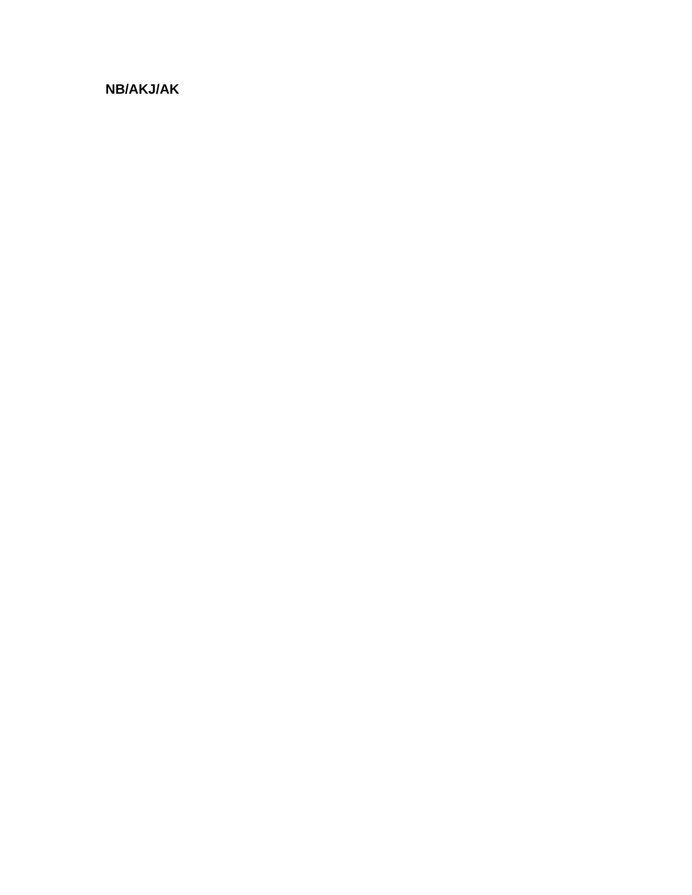**NB/AKJ/AK**